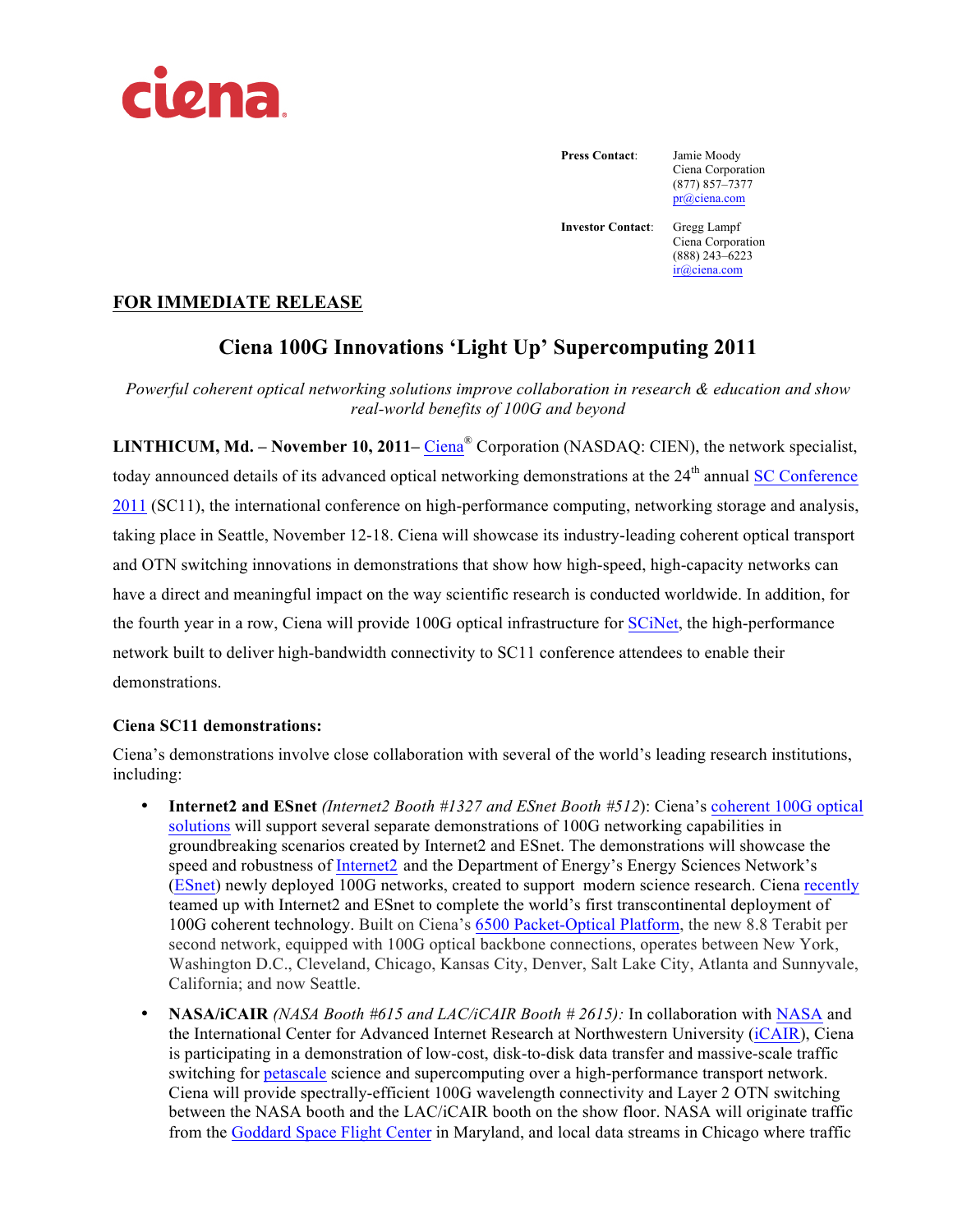ciena

**Press Contact**: Jamie Moody
Ciena Corporation
(877) 857–7377
pr@ciena.com

**Investor Contact**: Gregg Lampf
Ciena Corporation
(888) 243–6223
ir@ciena.com

**FOR IMMEDIATE RELEASE**

# Ciena 100G Innovations 'Light Up' Supercomputing 2011

*Powerful coherent optical networking solutions improve collaboration in research & education and show real-world benefits of 100G and beyond*

**LINTHICUM, Md. – November 10, 2011–** Ciena® Corporation (NASDAQ: CIEN), the network specialist, today announced details of its advanced optical networking demonstrations at the 24th annual SC Conference 2011 (SC11), the international conference on high-performance computing, networking storage and analysis, taking place in Seattle, November 12-18. Ciena will showcase its industry-leading coherent optical transport and OTN switching innovations in demonstrations that show how high-speed, high-capacity networks can have a direct and meaningful impact on the way scientific research is conducted worldwide. In addition, for the fourth year in a row, Ciena will provide 100G optical infrastructure for SCiNet, the high-performance network built to deliver high-bandwidth connectivity to SC11 conference attendees to enable their demonstrations.

**Ciena SC11 demonstrations:**

Ciena's demonstrations involve close collaboration with several of the world's leading research institutions, including:

- **Internet2 and ESnet** *(Internet2 Booth #1327 and ESnet Booth #512)*: Ciena's coherent 100G optical solutions will support several separate demonstrations of 100G networking capabilities in groundbreaking scenarios created by Internet2 and ESnet. The demonstrations will showcase the speed and robustness of Internet2 and the Department of Energy's Energy Sciences Network's (ESnet) newly deployed 100G networks, created to support modern science research. Ciena recently teamed up with Internet2 and ESnet to complete the world's first transcontinental deployment of 100G coherent technology. Built on Ciena's 6500 Packet-Optical Platform, the new 8.8 Terabit per second network, equipped with 100G optical backbone connections, operates between New York, Washington D.C., Cleveland, Chicago, Kansas City, Denver, Salt Lake City, Atlanta and Sunnyvale, California; and now Seattle.
- **NASA/iCAIR** *(NASA Booth #615 and LAC/iCAIR Booth # 2615):* In collaboration with NASA and the International Center for Advanced Internet Research at Northwestern University (iCAIR), Ciena is participating in a demonstration of low-cost, disk-to-disk data transfer and massive-scale traffic switching for petascale science and supercomputing over a high-performance transport network. Ciena will provide spectrally-efficient 100G wavelength connectivity and Layer 2 OTN switching between the NASA booth and the LAC/iCAIR booth on the show floor. NASA will originate traffic from the Goddard Space Flight Center in Maryland, and local data streams in Chicago where traffic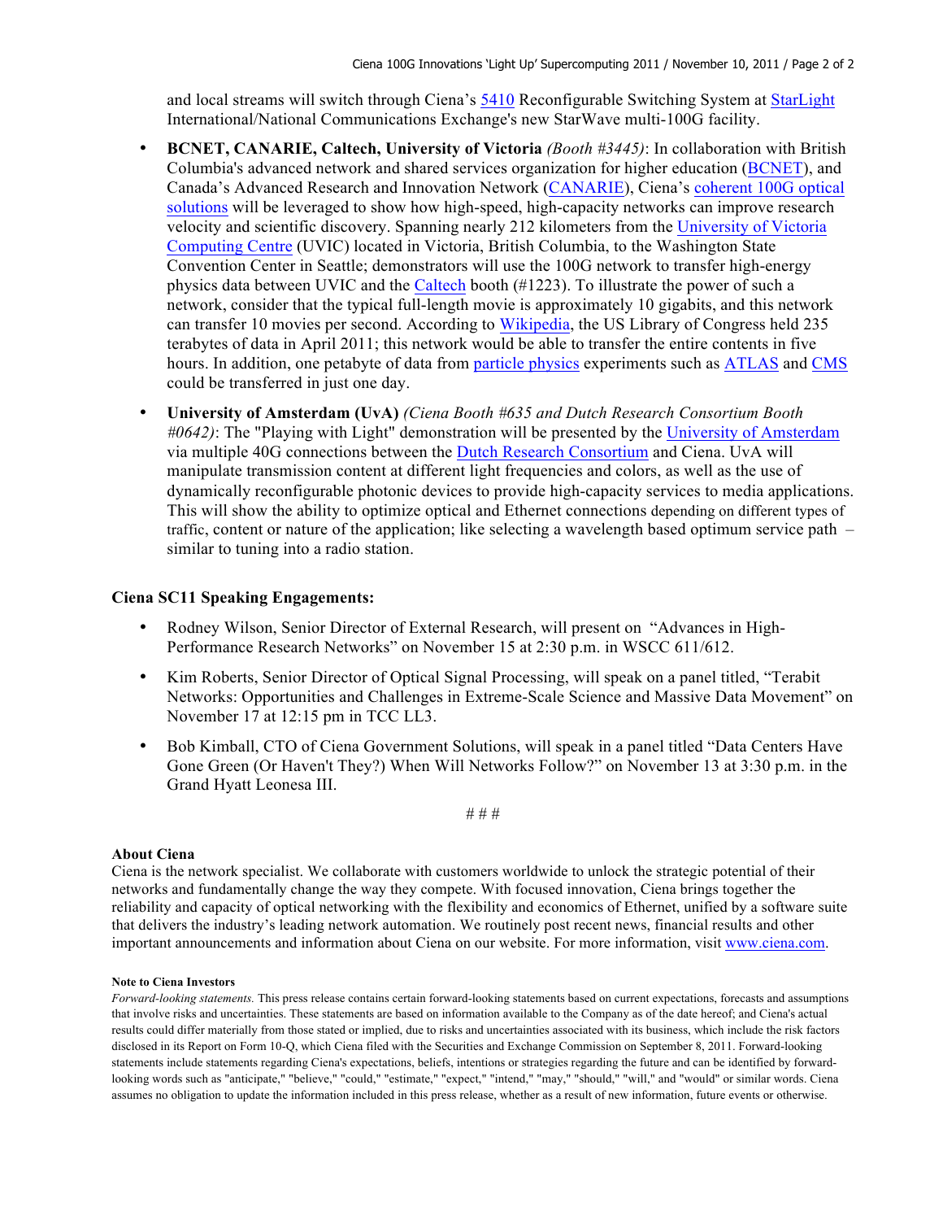and local streams will switch through Ciena's 5410 Reconfigurable Switching System at StarLight International/National Communications Exchange's new StarWave multi-100G facility.

- **BCNET, CANARIE, Caltech, University of Victoria** *(Booth #3445)*: In collaboration with British Columbia's advanced network and shared services organization for higher education (BCNET), and Canada's Advanced Research and Innovation Network (CANARIE), Ciena's coherent 100G optical solutions will be leveraged to show how high-speed, high-capacity networks can improve research velocity and scientific discovery. Spanning nearly 212 kilometers from the University of Victoria Computing Centre (UVIC) located in Victoria, British Columbia, to the Washington State Convention Center in Seattle; demonstrators will use the 100G network to transfer high-energy physics data between UVIC and the Caltech booth (#1223). To illustrate the power of such a network, consider that the typical full-length movie is approximately 10 gigabits, and this network can transfer 10 movies per second. According to Wikipedia, the US Library of Congress held 235 terabytes of data in April 2011; this network would be able to transfer the entire contents in five hours. In addition, one petabyte of data from particle physics experiments such as ATLAS and CMS could be transferred in just one day.

- **University of Amsterdam (UvA)** *(Ciena Booth #635 and Dutch Research Consortium Booth #0642)*: The "Playing with Light" demonstration will be presented by the University of Amsterdam via multiple 40G connections between the Dutch Research Consortium and Ciena. UvA will manipulate transmission content at different light frequencies and colors, as well as the use of dynamically reconfigurable photonic devices to provide high-capacity services to media applications. This will show the ability to optimize optical and Ethernet connections depending on different types of traffic, content or nature of the application; like selecting a wavelength based optimum service path – similar to tuning into a radio station.

**Ciena SC11 Speaking Engagements:**

- Rodney Wilson, Senior Director of External Research, will present on "Advances in High-Performance Research Networks" on November 15 at 2:30 p.m. in WSCC 611/612.

- Kim Roberts, Senior Director of Optical Signal Processing, will speak on a panel titled, "Terabit Networks: Opportunities and Challenges in Extreme-Scale Science and Massive Data Movement" on November 17 at 12:15 pm in TCC LL3.

- Bob Kimball, CTO of Ciena Government Solutions, will speak in a panel titled "Data Centers Have Gone Green (Or Haven't They?) When Will Networks Follow?" on November 13 at 3:30 p.m. in the Grand Hyatt Leonesa III.

# # #

**About Ciena**
Ciena is the network specialist. We collaborate with customers worldwide to unlock the strategic potential of their networks and fundamentally change the way they compete. With focused innovation, Ciena brings together the reliability and capacity of optical networking with the flexibility and economics of Ethernet, unified by a software suite that delivers the industry's leading network automation. We routinely post recent news, financial results and other important announcements and information about Ciena on our website. For more information, visit www.ciena.com.

**Note to Ciena Investors**
*Forward-looking statements.* This press release contains certain forward-looking statements based on current expectations, forecasts and assumptions that involve risks and uncertainties. These statements are based on information available to the Company as of the date hereof; and Ciena's actual results could differ materially from those stated or implied, due to risks and uncertainties associated with its business, which include the risk factors disclosed in its Report on Form 10-Q, which Ciena filed with the Securities and Exchange Commission on September 8, 2011. Forward-looking statements include statements regarding Ciena's expectations, beliefs, intentions or strategies regarding the future and can be identified by forward-looking words such as "anticipate," "believe," "could," "estimate," "expect," "intend," "may," "should," "will," and "would" or similar words. Ciena assumes no obligation to update the information included in this press release, whether as a result of new information, future events or otherwise.